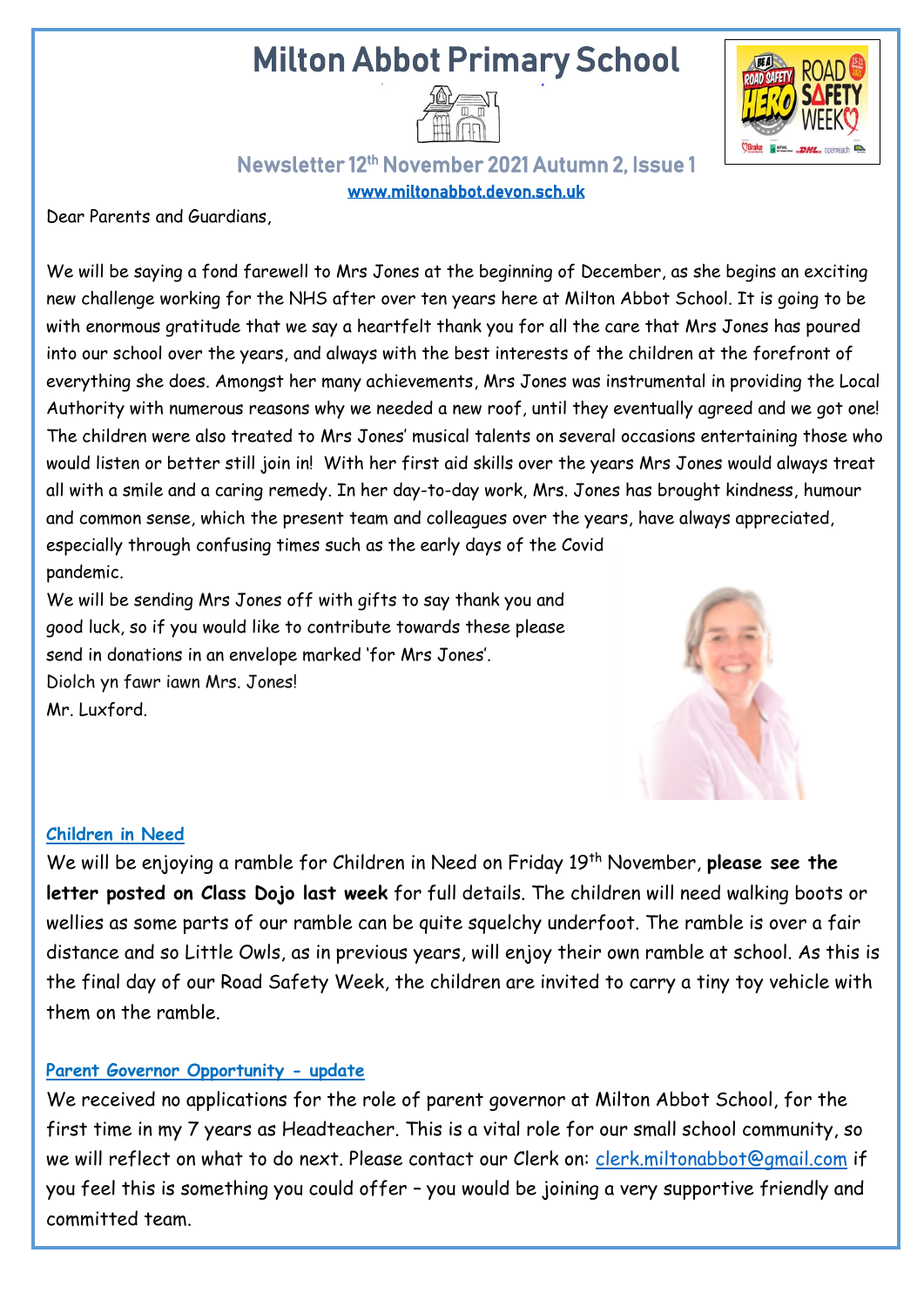# Milton Abbot Primary School

## Newsletter 12th November 2021 Autumn 2, Issue 1

www.miltonabbot.devon.sch.uk

Dear Parents and Guardians,

We will be saying a fond farewell to Mrs Jones at the beginning of December, as she begins an exciting new challenge working for the NHS after over ten years here at Milton Abbot School. It is going to be with enormous gratitude that we say a heartfelt thank you for all the care that Mrs Jones has poured into our school over the years, and always with the best interests of the children at the forefront of everything she does. Amongst her many achievements, Mrs Jones was instrumental in providing the Local Authority with numerous reasons why we needed a new roof, until they eventually agreed and we got one! The children were also treated to Mrs Jones' musical talents on several occasions entertaining those who would listen or better still join in! With her first aid skills over the years Mrs Jones would always treat all with a smile and a caring remedy. In her day-to-day work, Mrs. Jones has brought kindness, humour and common sense, which the present team and colleagues over the years, have always appreciated, especially through confusing times such as the early days of the Covid pandemic.

We will be sending Mrs Jones off with gifts to say thank you and good luck, so if you would like to contribute towards these please send in donations in an envelope marked 'for Mrs Jones'.

Diolch yn fawr iawn Mrs. Jones!

Mr. Luxford.

### Children in Need

We will be enjoying a ramble for Children in Need on Friday 19th November, **please see the letter posted on Class Dojo last week** for full details. The children will need walking boots or wellies as some parts of our ramble can be quite squelchy underfoot. The ramble is over a fair distance and so Little Owls, as in previous years, will enjoy their own ramble at school. As this is the final day of our Road Safety Week, the children are invited to carry a tiny toy vehicle with them on the ramble.

### Parent Governor Opportunity - update

We received no applications for the role of parent governor at Milton Abbot School, for the first time in my 7 years as Headteacher. This is a vital role for our small school community, so we will reflect on what to do next. Please contact our Clerk on: clerk.miltonabbot@gmail.com if you feel this is something you could offer – you would be joining a very supportive friendly and committed team.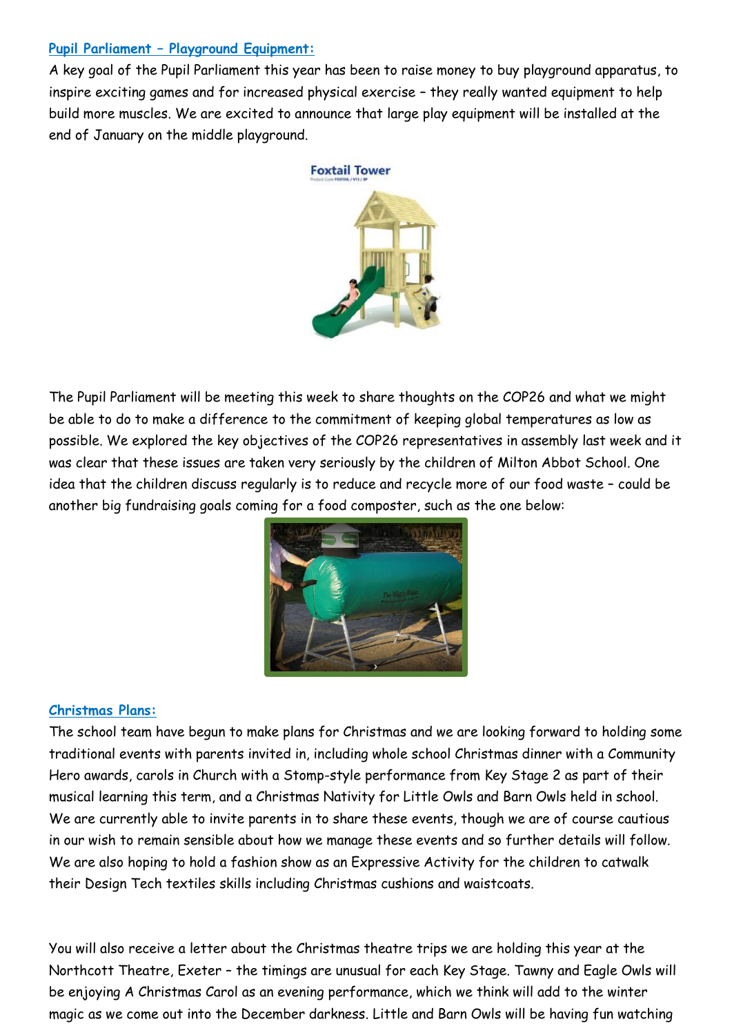**Pupil Parliament – Playground Equipment:**

A key goal of the Pupil Parliament this year has been to raise money to buy playground apparatus, to inspire exciting games and for increased physical exercise – they really wanted equipment to help build more muscles. We are excited to announce that large play equipment will be installed at the end of January on the middle playground.

The Pupil Parliament will be meeting this week to share thoughts on the COP26 and what we might be able to do to make a difference to the commitment of keeping global temperatures as low as possible. We explored the key objectives of the COP26 representatives in assembly last week and it was clear that these issues are taken very seriously by the children of Milton Abbot School. One idea that the children discuss regularly is to reduce and recycle more of our food waste – could be another big fundraising goals coming for a food composter, such as the one below:

**Christmas Plans:**

The school team have begun to make plans for Christmas and we are looking forward to holding some traditional events with parents invited in, including whole school Christmas dinner with a Community Hero awards, carols in Church with a Stomp-style performance from Key Stage 2 as part of their musical learning this term, and a Christmas Nativity for Little Owls and Barn Owls held in school. We are currently able to invite parents in to share these events, though we are of course cautious in our wish to remain sensible about how we manage these events and so further details will follow. We are also hoping to hold a fashion show as an Expressive Activity for the children to catwalk their Design Tech textiles skills including Christmas cushions and waistcoats.

You will also receive a letter about the Christmas theatre trips we are holding this year at the Northcott Theatre, Exeter – the timings are unusual for each Key Stage. Tawny and Eagle Owls will be enjoying A Christmas Carol as an evening performance, which we think will add to the winter magic as we come out into the December darkness. Little and Barn Owls will be having fun watching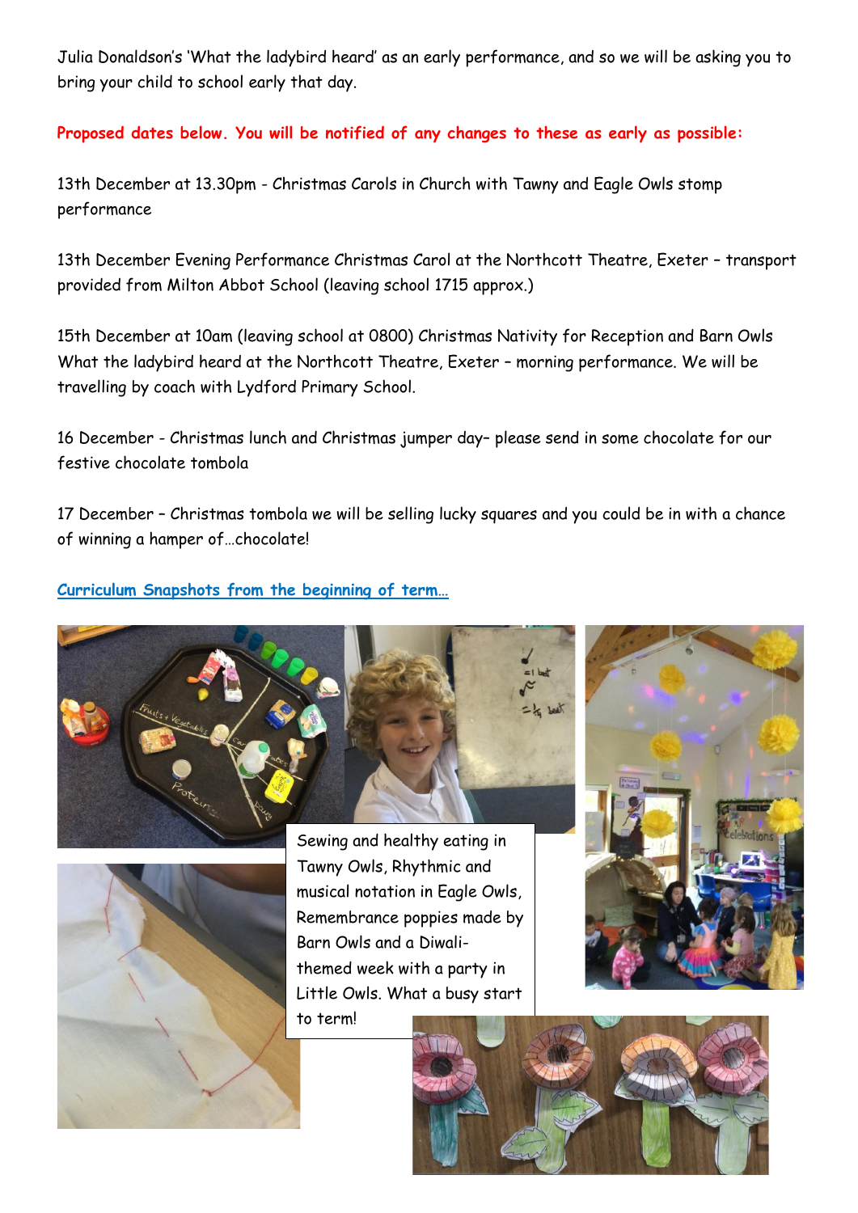Julia Donaldson's 'What the ladybird heard' as an early performance, and so we will be asking you to bring your child to school early that day.

**Proposed dates below. You will be notified of any changes to these as early as possible:**

13th December at 13.30pm - Christmas Carols in Church with Tawny and Eagle Owls stomp performance

13th December Evening Performance Christmas Carol at the Northcott Theatre, Exeter – transport provided from Milton Abbot School (leaving school 1715 approx.)

15th December at 10am (leaving school at 0800) Christmas Nativity for Reception and Barn Owls What the ladybird heard at the Northcott Theatre, Exeter – morning performance. We will be travelling by coach with Lydford Primary School.

16 December - Christmas lunch and Christmas jumper day– please send in some chocolate for our festive chocolate tombola

17 December – Christmas tombola we will be selling lucky squares and you could be in with a chance of winning a hamper of…chocolate!

**Curriculum Snapshots from the beginning of term…**

Sewing and healthy eating in Tawny Owls, Rhythmic and musical notation in Eagle Owls, Remembrance poppies made by Barn Owls and a Diwali-themed week with a party in Little Owls. What a busy start to term!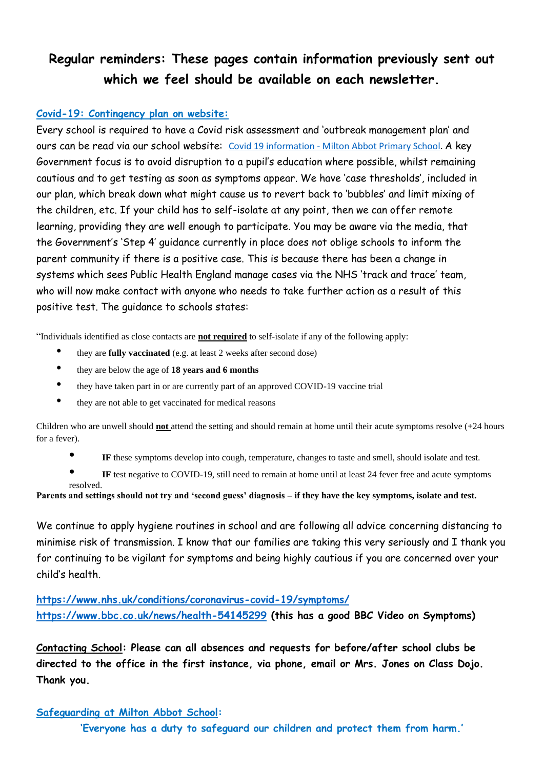## Regular reminders: These pages contain information previously sent out which we feel should be available on each newsletter.

**Covid-19: Contingency plan on website:**

Every school is required to have a Covid risk assessment and 'outbreak management plan' and ours can be read via our school website: Covid 19 information - Milton Abbot Primary School. A key Government focus is to avoid disruption to a pupil's education where possible, whilst remaining cautious and to get testing as soon as symptoms appear. We have 'case thresholds', included in our plan, which break down what might cause us to revert back to 'bubbles' and limit mixing of the children, etc. If your child has to self-isolate at any point, then we can offer remote learning, providing they are well enough to participate. You may be aware via the media, that the Government's 'Step 4' guidance currently in place does not oblige schools to inform the parent community if there is a positive case. This is because there has been a change in systems which sees Public Health England manage cases via the NHS 'track and trace' team, who will now make contact with anyone who needs to take further action as a result of this positive test. The guidance to schools states:

"Individuals identified as close contacts are **not required** to self-isolate if any of the following apply:

- they are **fully vaccinated** (e.g. at least 2 weeks after second dose)
- they are below the age of **18 years and 6 months**
- they have taken part in or are currently part of an approved COVID-19 vaccine trial
- they are not able to get vaccinated for medical reasons

Children who are unwell should **not** attend the setting and should remain at home until their acute symptoms resolve (+24 hours for a fever).

- **IF** these symptoms develop into cough, temperature, changes to taste and smell, should isolate and test.
- **IF** test negative to COVID-19, still need to remain at home until at least 24 fever free and acute symptoms resolved.

**Parents and settings should not try and 'second guess' diagnosis – if they have the key symptoms, isolate and test.**

We continue to apply hygiene routines in school and are following all advice concerning distancing to minimise risk of transmission. I know that our families are taking this very seriously and I thank you for continuing to be vigilant for symptoms and being highly cautious if you are concerned over your child's health.

https://www.nhs.uk/conditions/coronavirus-covid-19/symptoms/
https://www.bbc.co.uk/news/health-54145299 **(this has a good BBC Video on Symptoms)**

**Contacting School: Please can all absences and requests for before/after school clubs be directed to the office in the first instance, via phone, email or Mrs. Jones on Class Dojo. Thank you.**

**Safeguarding at Milton Abbot School:**

**'Everyone has a duty to safeguard our children and protect them from harm.'**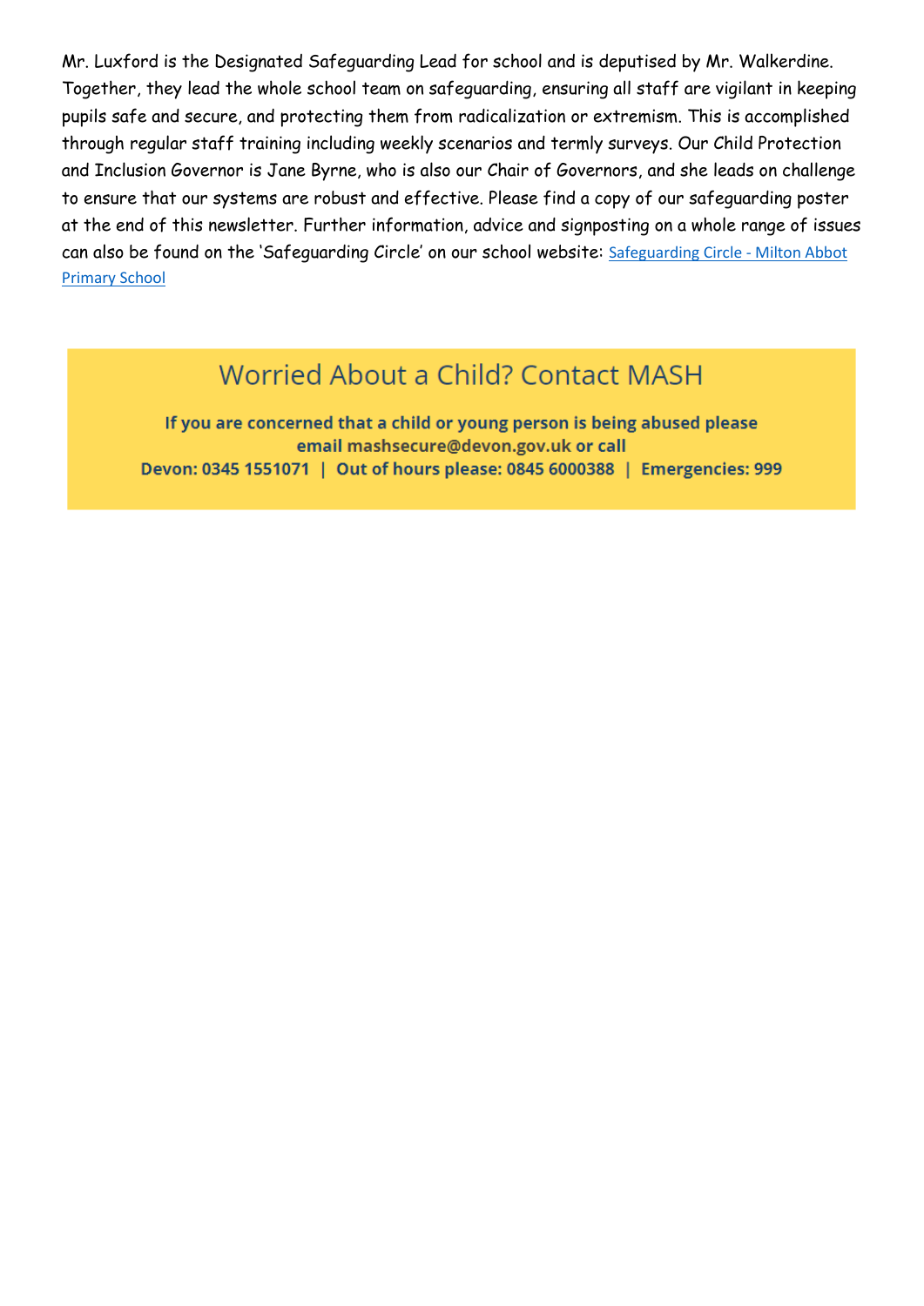Mr. Luxford is the Designated Safeguarding Lead for school and is deputised by Mr. Walkerdine. Together, they lead the whole school team on safeguarding, ensuring all staff are vigilant in keeping pupils safe and secure, and protecting them from radicalization or extremism. This is accomplished through regular staff training including weekly scenarios and termly surveys. Our Child Protection and Inclusion Governor is Jane Byrne, who is also our Chair of Governors, and she leads on challenge to ensure that our systems are robust and effective. Please find a copy of our safeguarding poster at the end of this newsletter. Further information, advice and signposting on a whole range of issues can also be found on the 'Safeguarding Circle' on our school website: [Safeguarding Circle - Milton Abbot Primary School]

## Worried About a Child? Contact MASH

**If you are concerned that a child or young person is being abused please email mashsecure@devon.gov.uk or call**
**Devon: 0345 1551071 | Out of hours please: 0845 6000388 | Emergencies: 999**